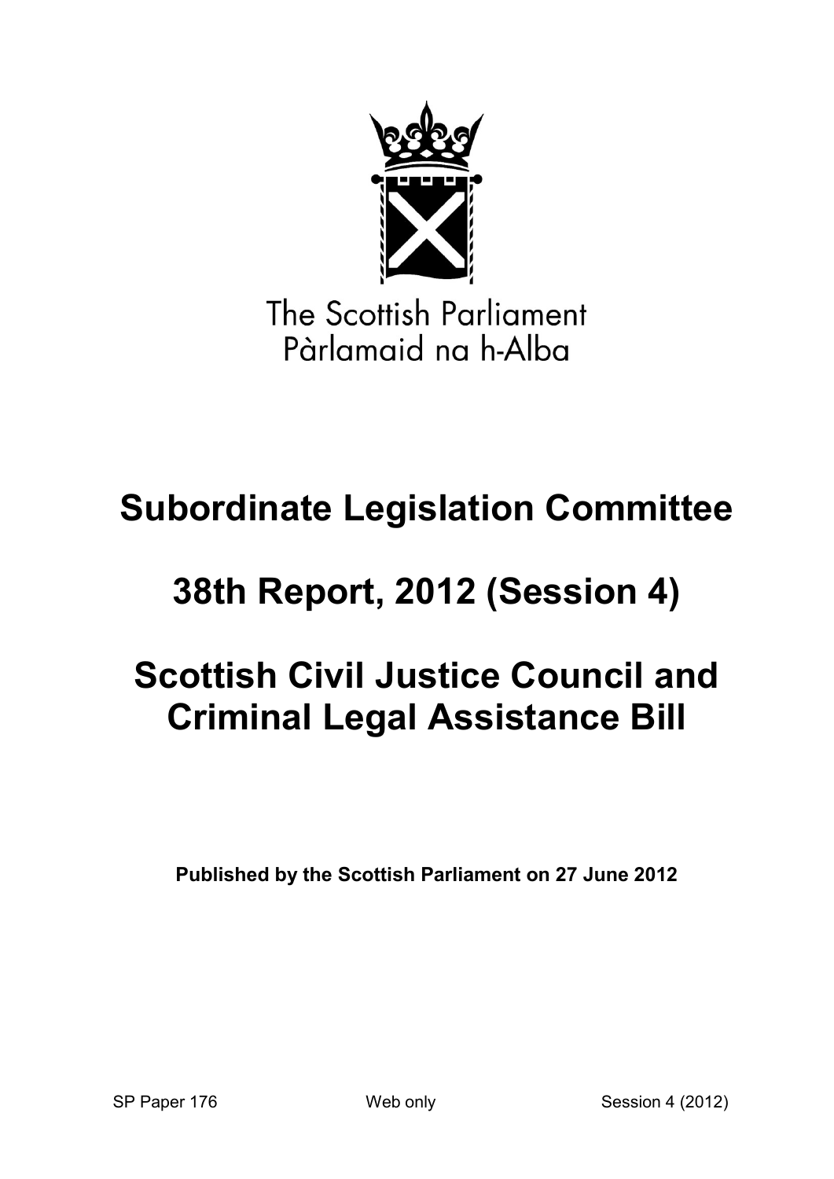The Scottish Parliament
Pàrlamaid na h-Alba

# Subordinate Legislation Committee

# 38th Report, 2012 (Session 4)

# Scottish Civil Justice Council and Criminal Legal Assistance Bill

**Published by the Scottish Parliament on 27 June 2012**

SP Paper 176 Web only Session 4 (2012)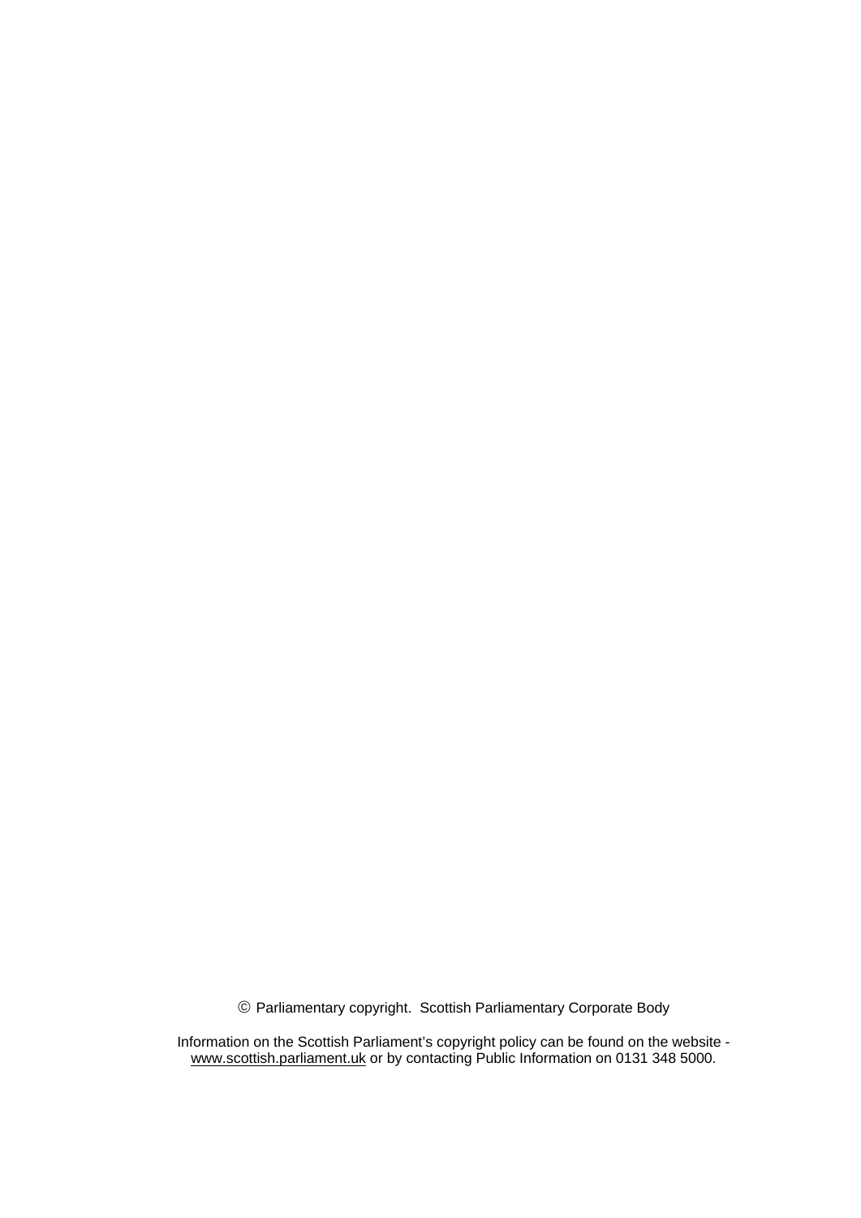© Parliamentary copyright. Scottish Parliamentary Corporate Body

Information on the Scottish Parliament's copyright policy can be found on the website - www.scottish.parliament.uk or by contacting Public Information on 0131 348 5000.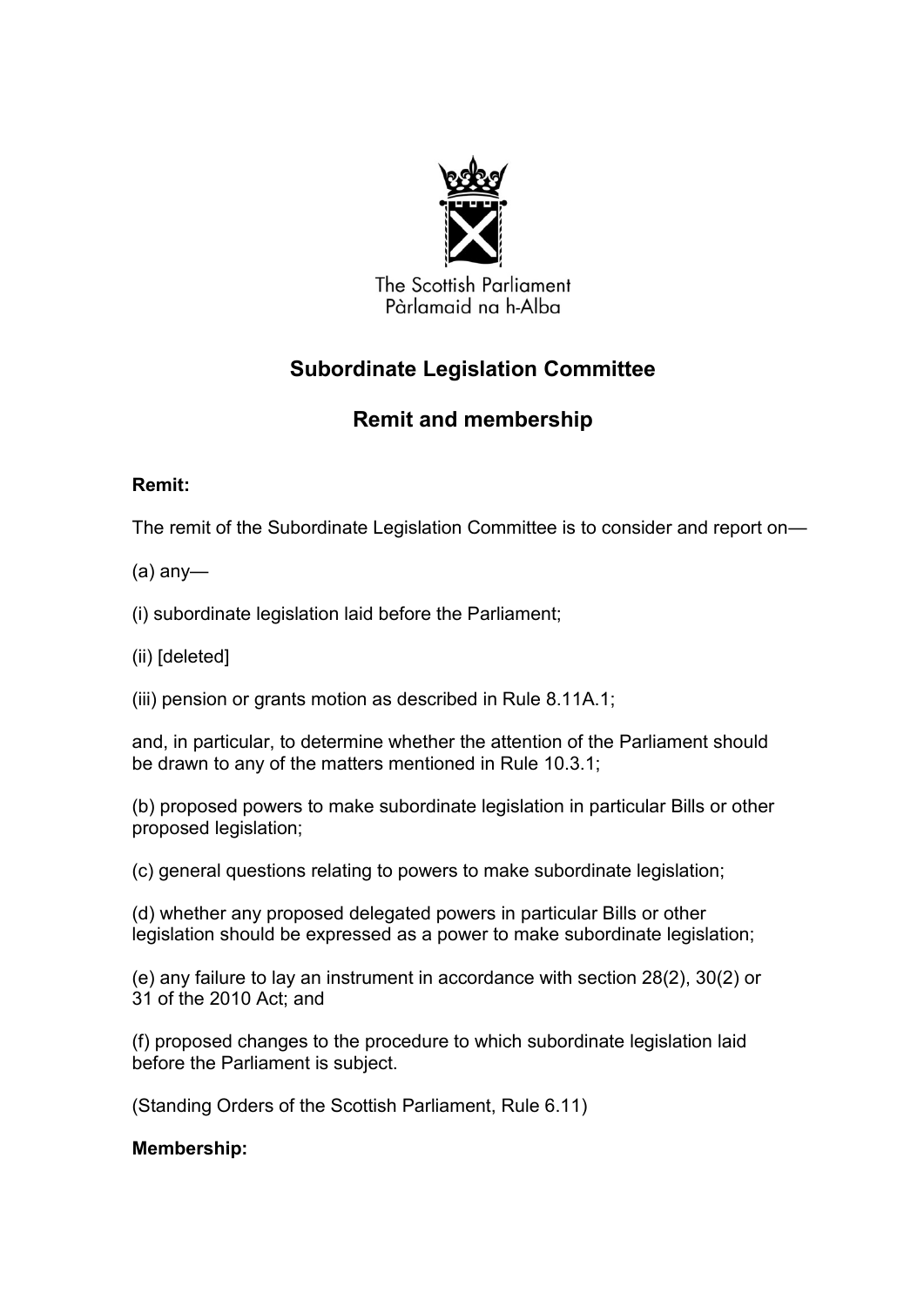The Scottish Parliament
Pàrlamaid na h-Alba

## Subordinate Legislation Committee

## Remit and membership

**Remit:**

The remit of the Subordinate Legislation Committee is to consider and report on—

(a) any—

(i) subordinate legislation laid before the Parliament;

(ii) [deleted]

(iii) pension or grants motion as described in Rule 8.11A.1;

and, in particular, to determine whether the attention of the Parliament should be drawn to any of the matters mentioned in Rule 10.3.1;

(b) proposed powers to make subordinate legislation in particular Bills or other proposed legislation;

(c) general questions relating to powers to make subordinate legislation;

(d) whether any proposed delegated powers in particular Bills or other legislation should be expressed as a power to make subordinate legislation;

(e) any failure to lay an instrument in accordance with section 28(2), 30(2) or 31 of the 2010 Act; and

(f) proposed changes to the procedure to which subordinate legislation laid before the Parliament is subject.

(Standing Orders of the Scottish Parliament, Rule 6.11)

**Membership:**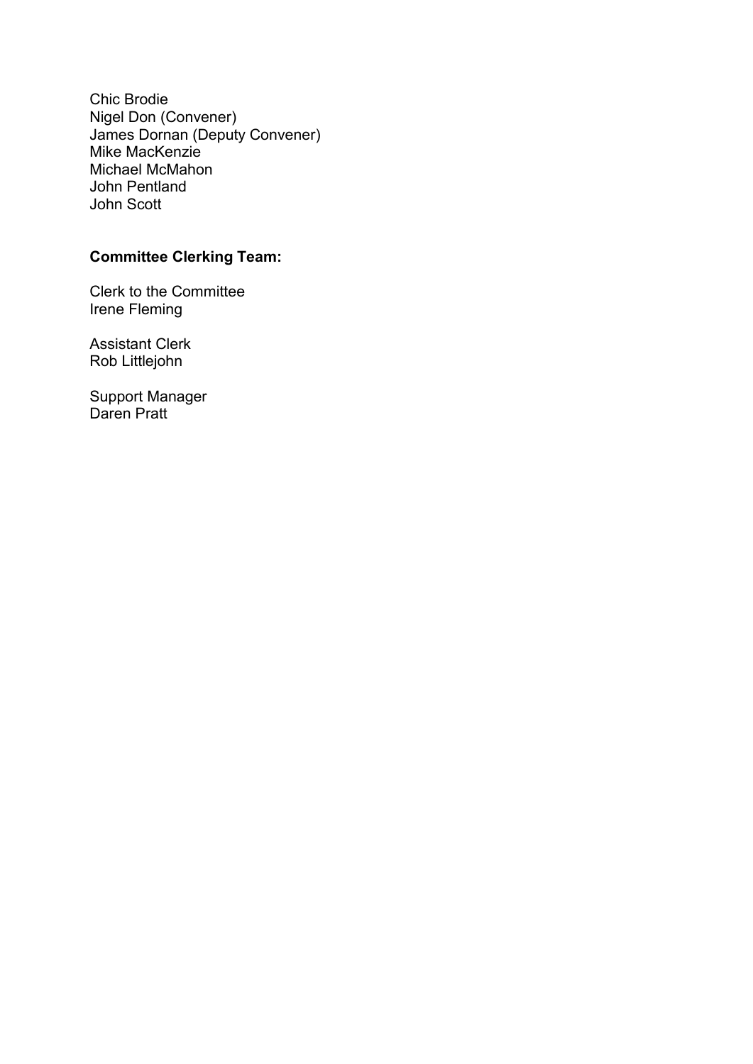Chic Brodie
Nigel Don (Convener)
James Dornan (Deputy Convener)
Mike MacKenzie
Michael McMahon
John Pentland
John Scott

**Committee Clerking Team:**

Clerk to the Committee
Irene Fleming

Assistant Clerk
Rob Littlejohn

Support Manager
Daren Pratt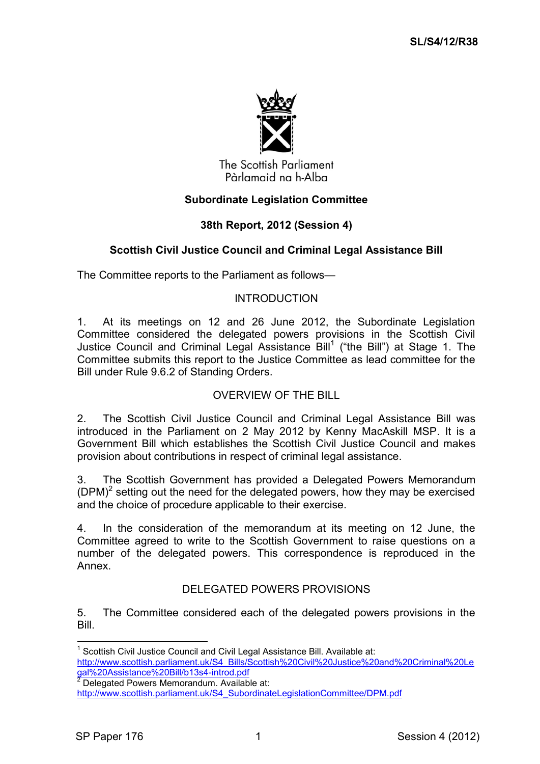**SL/S4/12/R38**

The Scottish Parliament
Pàrlamaid na h-Alba

**Subordinate Legislation Committee**

**38th Report, 2012 (Session 4)**

**Scottish Civil Justice Council and Criminal Legal Assistance Bill**

The Committee reports to the Parliament as follows—

## INTRODUCTION

1. At its meetings on 12 and 26 June 2012, the Subordinate Legislation Committee considered the delegated powers provisions in the Scottish Civil Justice Council and Criminal Legal Assistance Bill[1] ("the Bill") at Stage 1. The Committee submits this report to the Justice Committee as lead committee for the Bill under Rule 9.6.2 of Standing Orders.

## OVERVIEW OF THE BILL

2. The Scottish Civil Justice Council and Criminal Legal Assistance Bill was introduced in the Parliament on 2 May 2012 by Kenny MacAskill MSP. It is a Government Bill which establishes the Scottish Civil Justice Council and makes provision about contributions in respect of criminal legal assistance.

3. The Scottish Government has provided a Delegated Powers Memorandum (DPM)[2] setting out the need for the delegated powers, how they may be exercised and the choice of procedure applicable to their exercise.

4. In the consideration of the memorandum at its meeting on 12 June, the Committee agreed to write to the Scottish Government to raise questions on a number of the delegated powers. This correspondence is reproduced in the Annex.

## DELEGATED POWERS PROVISIONS

5. The Committee considered each of the delegated powers provisions in the Bill.

---

[1] Scottish Civil Justice Council and Civil Legal Assistance Bill. Available at: http://www.scottish.parliament.uk/S4_Bills/Scottish%20Civil%20Justice%20and%20Criminal%20Legal%20Assistance%20Bill/b13s4-introd.pdf

[2] Delegated Powers Memorandum. Available at: http://www.scottish.parliament.uk/S4_SubordinateLegislationCommittee/DPM.pdf

SP Paper 176 | Session 4 (2012)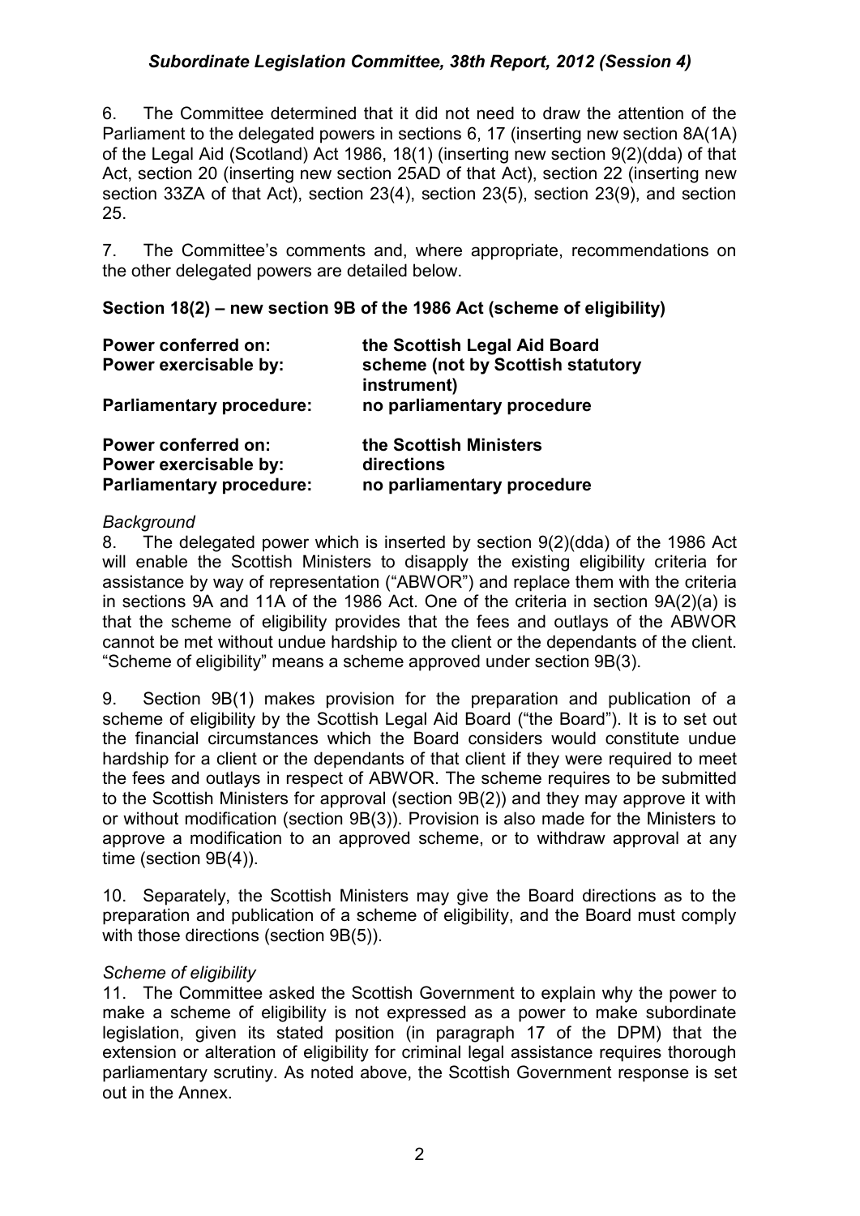6. The Committee determined that it did not need to draw the attention of the Parliament to the delegated powers in sections 6, 17 (inserting new section 8A(1A) of the Legal Aid (Scotland) Act 1986, 18(1) (inserting new section 9(2)(dda) of that Act, section 20 (inserting new section 25AD of that Act), section 22 (inserting new section 33ZA of that Act), section 23(4), section 23(5), section 23(9), and section 25.

7. The Committee's comments and, where appropriate, recommendations on the other delegated powers are detailed below.

**Section 18(2) – new section 9B of the 1986 Act (scheme of eligibility)**

| | |
|---|---|
| **Power conferred on:** | **the Scottish Legal Aid Board** |
| **Power exercisable by:** | **scheme (not by Scottish statutory instrument)** |
| **Parliamentary procedure:** | **no parliamentary procedure** |
| **Power conferred on:** | **the Scottish Ministers** |
| **Power exercisable by:** | **directions** |
| **Parliamentary procedure:** | **no parliamentary procedure** |

*Background*

8. The delegated power which is inserted by section 9(2)(dda) of the 1986 Act will enable the Scottish Ministers to disapply the existing eligibility criteria for assistance by way of representation ("ABWOR") and replace them with the criteria in sections 9A and 11A of the 1986 Act. One of the criteria in section 9A(2)(a) is that the scheme of eligibility provides that the fees and outlays of the ABWOR cannot be met without undue hardship to the client or the dependants of the client. "Scheme of eligibility" means a scheme approved under section 9B(3).

9. Section 9B(1) makes provision for the preparation and publication of a scheme of eligibility by the Scottish Legal Aid Board ("the Board"). It is to set out the financial circumstances which the Board considers would constitute undue hardship for a client or the dependants of that client if they were required to meet the fees and outlays in respect of ABWOR. The scheme requires to be submitted to the Scottish Ministers for approval (section 9B(2)) and they may approve it with or without modification (section 9B(3)). Provision is also made for the Ministers to approve a modification to an approved scheme, or to withdraw approval at any time (section 9B(4)).

10. Separately, the Scottish Ministers may give the Board directions as to the preparation and publication of a scheme of eligibility, and the Board must comply with those directions (section 9B(5)).

*Scheme of eligibility*

11. The Committee asked the Scottish Government to explain why the power to make a scheme of eligibility is not expressed as a power to make subordinate legislation, given its stated position (in paragraph 17 of the DPM) that the extension or alteration of eligibility for criminal legal assistance requires thorough parliamentary scrutiny. As noted above, the Scottish Government response is set out in the Annex.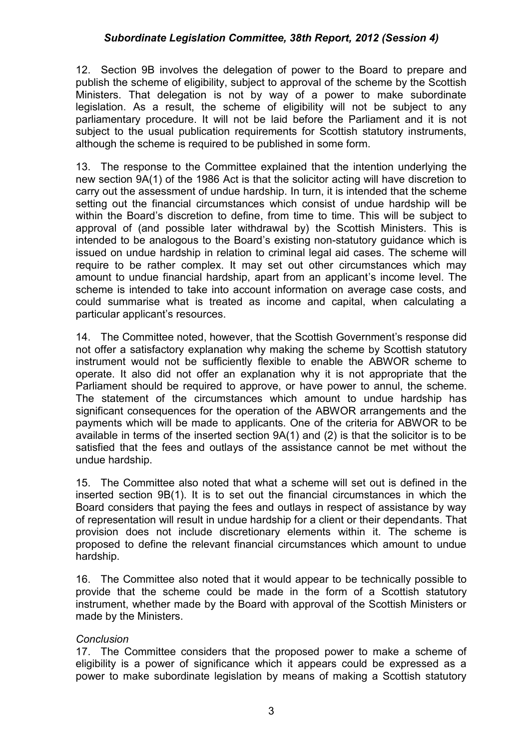12. Section 9B involves the delegation of power to the Board to prepare and publish the scheme of eligibility, subject to approval of the scheme by the Scottish Ministers. That delegation is not by way of a power to make subordinate legislation. As a result, the scheme of eligibility will not be subject to any parliamentary procedure. It will not be laid before the Parliament and it is not subject to the usual publication requirements for Scottish statutory instruments, although the scheme is required to be published in some form.

13. The response to the Committee explained that the intention underlying the new section 9A(1) of the 1986 Act is that the solicitor acting will have discretion to carry out the assessment of undue hardship. In turn, it is intended that the scheme setting out the financial circumstances which consist of undue hardship will be within the Board's discretion to define, from time to time. This will be subject to approval of (and possible later withdrawal by) the Scottish Ministers. This is intended to be analogous to the Board's existing non-statutory guidance which is issued on undue hardship in relation to criminal legal aid cases. The scheme will require to be rather complex. It may set out other circumstances which may amount to undue financial hardship, apart from an applicant's income level. The scheme is intended to take into account information on average case costs, and could summarise what is treated as income and capital, when calculating a particular applicant's resources.

14. The Committee noted, however, that the Scottish Government's response did not offer a satisfactory explanation why making the scheme by Scottish statutory instrument would not be sufficiently flexible to enable the ABWOR scheme to operate. It also did not offer an explanation why it is not appropriate that the Parliament should be required to approve, or have power to annul, the scheme. The statement of the circumstances which amount to undue hardship has significant consequences for the operation of the ABWOR arrangements and the payments which will be made to applicants. One of the criteria for ABWOR to be available in terms of the inserted section 9A(1) and (2) is that the solicitor is to be satisfied that the fees and outlays of the assistance cannot be met without the undue hardship.

15. The Committee also noted that what a scheme will set out is defined in the inserted section 9B(1). It is to set out the financial circumstances in which the Board considers that paying the fees and outlays in respect of assistance by way of representation will result in undue hardship for a client or their dependants. That provision does not include discretionary elements within it. The scheme is proposed to define the relevant financial circumstances which amount to undue hardship.

16. The Committee also noted that it would appear to be technically possible to provide that the scheme could be made in the form of a Scottish statutory instrument, whether made by the Board with approval of the Scottish Ministers or made by the Ministers.

*Conclusion*

17. The Committee considers that the proposed power to make a scheme of eligibility is a power of significance which it appears could be expressed as a power to make subordinate legislation by means of making a Scottish statutory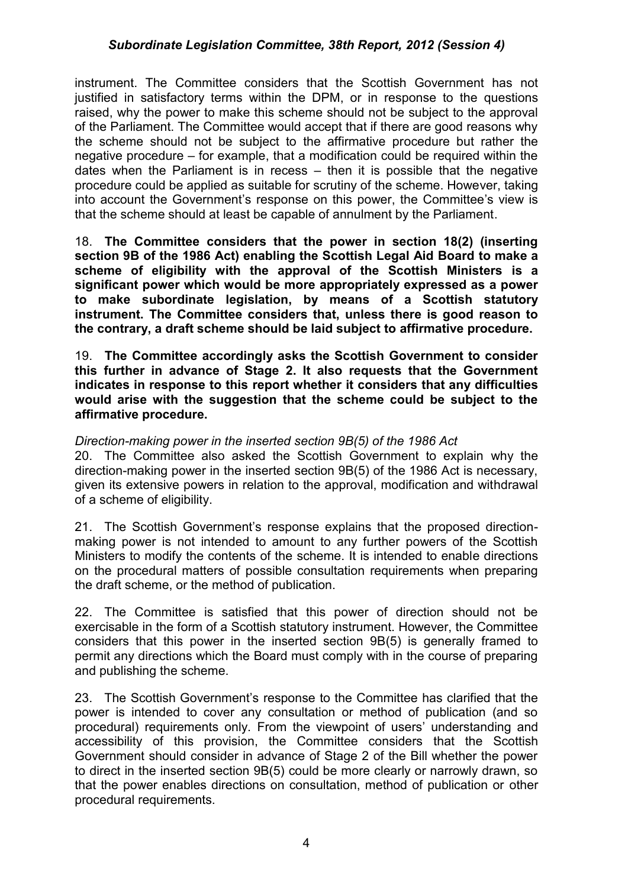instrument. The Committee considers that the Scottish Government has not justified in satisfactory terms within the DPM, or in response to the questions raised, why the power to make this scheme should not be subject to the approval of the Parliament. The Committee would accept that if there are good reasons why the scheme should not be subject to the affirmative procedure but rather the negative procedure – for example, that a modification could be required within the dates when the Parliament is in recess – then it is possible that the negative procedure could be applied as suitable for scrutiny of the scheme. However, taking into account the Government's response on this power, the Committee's view is that the scheme should at least be capable of annulment by the Parliament.

18. **The Committee considers that the power in section 18(2) (inserting section 9B of the 1986 Act) enabling the Scottish Legal Aid Board to make a scheme of eligibility with the approval of the Scottish Ministers is a significant power which would be more appropriately expressed as a power to make subordinate legislation, by means of a Scottish statutory instrument. The Committee considers that, unless there is good reason to the contrary, a draft scheme should be laid subject to affirmative procedure.**

19. **The Committee accordingly asks the Scottish Government to consider this further in advance of Stage 2. It also requests that the Government indicates in response to this report whether it considers that any difficulties would arise with the suggestion that the scheme could be subject to the affirmative procedure.**

*Direction-making power in the inserted section 9B(5) of the 1986 Act*

20. The Committee also asked the Scottish Government to explain why the direction-making power in the inserted section 9B(5) of the 1986 Act is necessary, given its extensive powers in relation to the approval, modification and withdrawal of a scheme of eligibility.

21. The Scottish Government's response explains that the proposed direction-making power is not intended to amount to any further powers of the Scottish Ministers to modify the contents of the scheme. It is intended to enable directions on the procedural matters of possible consultation requirements when preparing the draft scheme, or the method of publication.

22. The Committee is satisfied that this power of direction should not be exercisable in the form of a Scottish statutory instrument. However, the Committee considers that this power in the inserted section 9B(5) is generally framed to permit any directions which the Board must comply with in the course of preparing and publishing the scheme.

23. The Scottish Government's response to the Committee has clarified that the power is intended to cover any consultation or method of publication (and so procedural) requirements only. From the viewpoint of users' understanding and accessibility of this provision, the Committee considers that the Scottish Government should consider in advance of Stage 2 of the Bill whether the power to direct in the inserted section 9B(5) could be more clearly or narrowly drawn, so that the power enables directions on consultation, method of publication or other procedural requirements.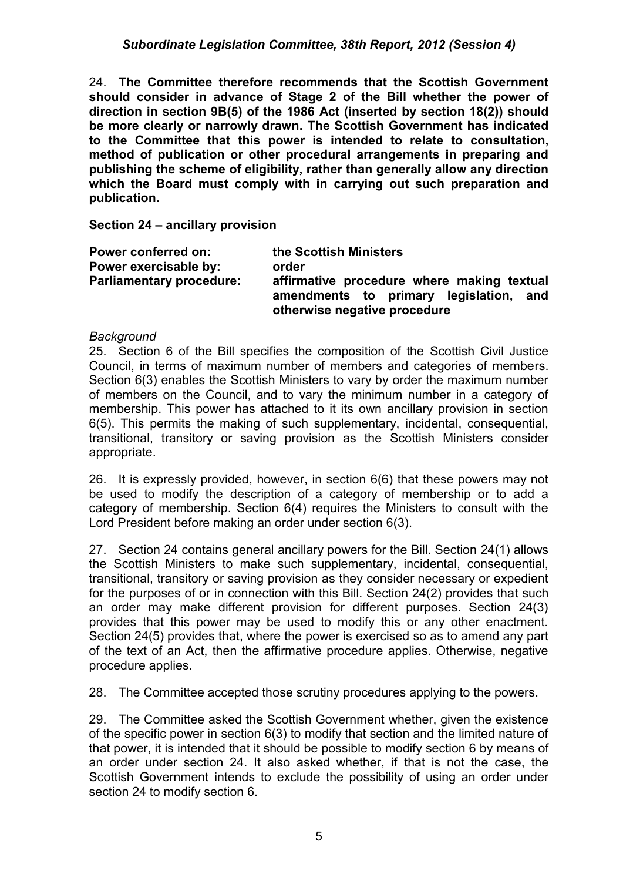24. **The Committee therefore recommends that the Scottish Government should consider in advance of Stage 2 of the Bill whether the power of direction in section 9B(5) of the 1986 Act (inserted by section 18(2)) should be more clearly or narrowly drawn. The Scottish Government has indicated to the Committee that this power is intended to relate to consultation, method of publication or other procedural arrangements in preparing and publishing the scheme of eligibility, rather than generally allow any direction which the Board must comply with in carrying out such preparation and publication.**

**Section 24 – ancillary provision**

| | |
|---|---|
| **Power conferred on:** | **the Scottish Ministers** |
| **Power exercisable by:** | **order** |
| **Parliamentary procedure:** | **affirmative procedure where making textual amendments to primary legislation, and otherwise negative procedure** |

*Background*

25. Section 6 of the Bill specifies the composition of the Scottish Civil Justice Council, in terms of maximum number of members and categories of members. Section 6(3) enables the Scottish Ministers to vary by order the maximum number of members on the Council, and to vary the minimum number in a category of membership. This power has attached to it its own ancillary provision in section 6(5). This permits the making of such supplementary, incidental, consequential, transitional, transitory or saving provision as the Scottish Ministers consider appropriate.

26. It is expressly provided, however, in section 6(6) that these powers may not be used to modify the description of a category of membership or to add a category of membership. Section 6(4) requires the Ministers to consult with the Lord President before making an order under section 6(3).

27. Section 24 contains general ancillary powers for the Bill. Section 24(1) allows the Scottish Ministers to make such supplementary, incidental, consequential, transitional, transitory or saving provision as they consider necessary or expedient for the purposes of or in connection with this Bill. Section 24(2) provides that such an order may make different provision for different purposes. Section 24(3) provides that this power may be used to modify this or any other enactment. Section 24(5) provides that, where the power is exercised so as to amend any part of the text of an Act, then the affirmative procedure applies. Otherwise, negative procedure applies.

28. The Committee accepted those scrutiny procedures applying to the powers.

29. The Committee asked the Scottish Government whether, given the existence of the specific power in section 6(3) to modify that section and the limited nature of that power, it is intended that it should be possible to modify section 6 by means of an order under section 24. It also asked whether, if that is not the case, the Scottish Government intends to exclude the possibility of using an order under section 24 to modify section 6.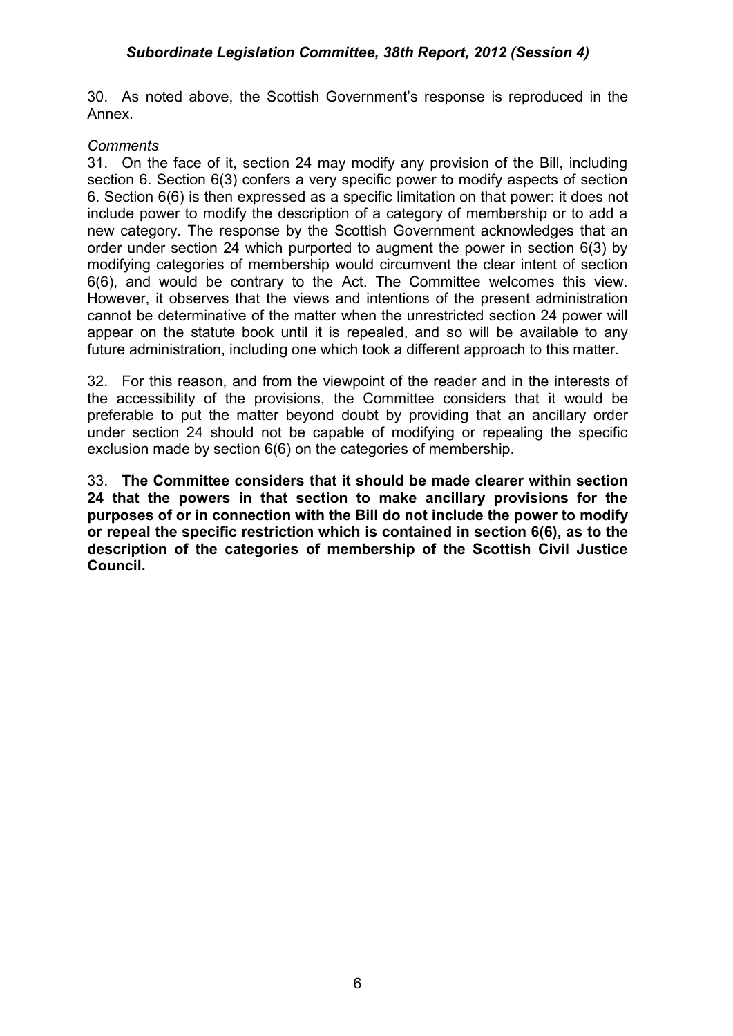30. As noted above, the Scottish Government's response is reproduced in the Annex.

*Comments*

31. On the face of it, section 24 may modify any provision of the Bill, including section 6. Section 6(3) confers a very specific power to modify aspects of section 6. Section 6(6) is then expressed as a specific limitation on that power: it does not include power to modify the description of a category of membership or to add a new category. The response by the Scottish Government acknowledges that an order under section 24 which purported to augment the power in section 6(3) by modifying categories of membership would circumvent the clear intent of section 6(6), and would be contrary to the Act. The Committee welcomes this view. However, it observes that the views and intentions of the present administration cannot be determinative of the matter when the unrestricted section 24 power will appear on the statute book until it is repealed, and so will be available to any future administration, including one which took a different approach to this matter.

32. For this reason, and from the viewpoint of the reader and in the interests of the accessibility of the provisions, the Committee considers that it would be preferable to put the matter beyond doubt by providing that an ancillary order under section 24 should not be capable of modifying or repealing the specific exclusion made by section 6(6) on the categories of membership.

33. **The Committee considers that it should be made clearer within section 24 that the powers in that section to make ancillary provisions for the purposes of or in connection with the Bill do not include the power to modify or repeal the specific restriction which is contained in section 6(6), as to the description of the categories of membership of the Scottish Civil Justice Council.**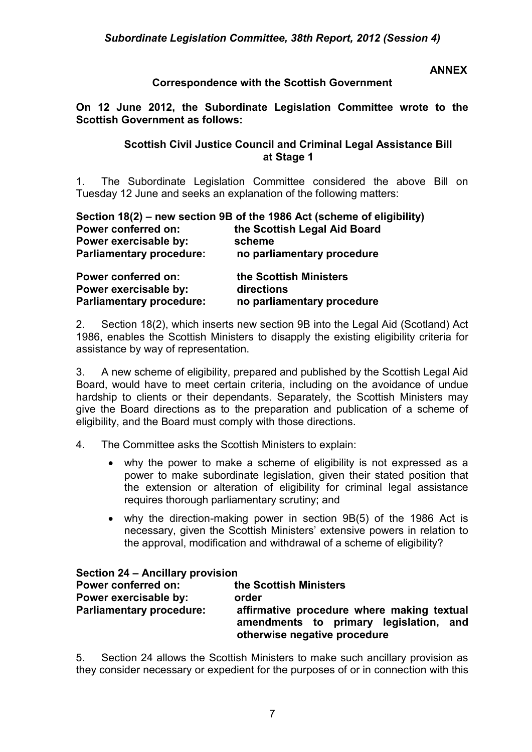**ANNEX**

**Correspondence with the Scottish Government**

**On 12 June 2012, the Subordinate Legislation Committee wrote to the Scottish Government as follows:**

**Scottish Civil Justice Council and Criminal Legal Assistance Bill at Stage 1**

1. The Subordinate Legislation Committee considered the above Bill on Tuesday 12 June and seeks an explanation of the following matters:

**Section 18(2) – new section 9B of the 1986 Act (scheme of eligibility)**

**Power conferred on:** **the Scottish Legal Aid Board**
**Power exercisable by:** **scheme**
**Parliamentary procedure:** **no parliamentary procedure**

**Power conferred on:** **the Scottish Ministers**
**Power exercisable by:** **directions**
**Parliamentary procedure:** **no parliamentary procedure**

2. Section 18(2), which inserts new section 9B into the Legal Aid (Scotland) Act 1986, enables the Scottish Ministers to disapply the existing eligibility criteria for assistance by way of representation.

3. A new scheme of eligibility, prepared and published by the Scottish Legal Aid Board, would have to meet certain criteria, including on the avoidance of undue hardship to clients or their dependants. Separately, the Scottish Ministers may give the Board directions as to the preparation and publication of a scheme of eligibility, and the Board must comply with those directions.

4. The Committee asks the Scottish Ministers to explain:

- why the power to make a scheme of eligibility is not expressed as a power to make subordinate legislation, given their stated position that the extension or alteration of eligibility for criminal legal assistance requires thorough parliamentary scrutiny; and
- why the direction-making power in section 9B(5) of the 1986 Act is necessary, given the Scottish Ministers' extensive powers in relation to the approval, modification and withdrawal of a scheme of eligibility?

**Section 24 – Ancillary provision**

**Power conferred on:** **the Scottish Ministers**
**Power exercisable by:** **order**
**Parliamentary procedure:** **affirmative procedure where making textual amendments to primary legislation, and otherwise negative procedure**

5. Section 24 allows the Scottish Ministers to make such ancillary provision as they consider necessary or expedient for the purposes of or in connection with this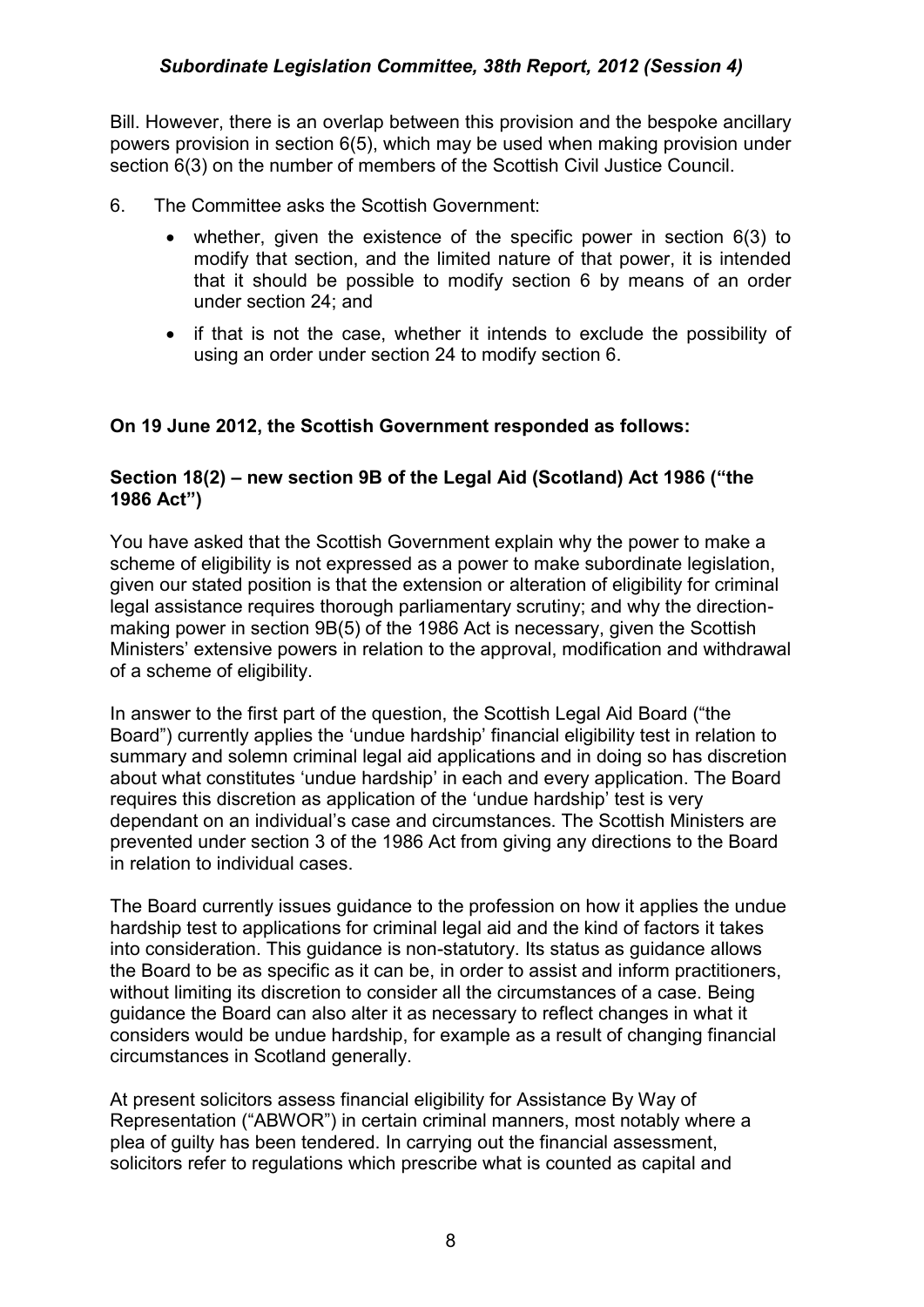Bill. However, there is an overlap between this provision and the bespoke ancillary powers provision in section 6(5), which may be used when making provision under section 6(3) on the number of members of the Scottish Civil Justice Council.

6. The Committee asks the Scottish Government:

- whether, given the existence of the specific power in section 6(3) to modify that section, and the limited nature of that power, it is intended that it should be possible to modify section 6 by means of an order under section 24; and
- if that is not the case, whether it intends to exclude the possibility of using an order under section 24 to modify section 6.

**On 19 June 2012, the Scottish Government responded as follows:**

**Section 18(2) – new section 9B of the Legal Aid (Scotland) Act 1986 ("the 1986 Act")**

You have asked that the Scottish Government explain why the power to make a scheme of eligibility is not expressed as a power to make subordinate legislation, given our stated position is that the extension or alteration of eligibility for criminal legal assistance requires thorough parliamentary scrutiny; and why the direction-making power in section 9B(5) of the 1986 Act is necessary, given the Scottish Ministers' extensive powers in relation to the approval, modification and withdrawal of a scheme of eligibility.

In answer to the first part of the question, the Scottish Legal Aid Board ("the Board") currently applies the 'undue hardship' financial eligibility test in relation to summary and solemn criminal legal aid applications and in doing so has discretion about what constitutes 'undue hardship' in each and every application. The Board requires this discretion as application of the 'undue hardship' test is very dependant on an individual's case and circumstances. The Scottish Ministers are prevented under section 3 of the 1986 Act from giving any directions to the Board in relation to individual cases.

The Board currently issues guidance to the profession on how it applies the undue hardship test to applications for criminal legal aid and the kind of factors it takes into consideration. This guidance is non-statutory. Its status as guidance allows the Board to be as specific as it can be, in order to assist and inform practitioners, without limiting its discretion to consider all the circumstances of a case. Being guidance the Board can also alter it as necessary to reflect changes in what it considers would be undue hardship, for example as a result of changing financial circumstances in Scotland generally.

At present solicitors assess financial eligibility for Assistance By Way of Representation ("ABWOR") in certain criminal manners, most notably where a plea of guilty has been tendered. In carrying out the financial assessment, solicitors refer to regulations which prescribe what is counted as capital and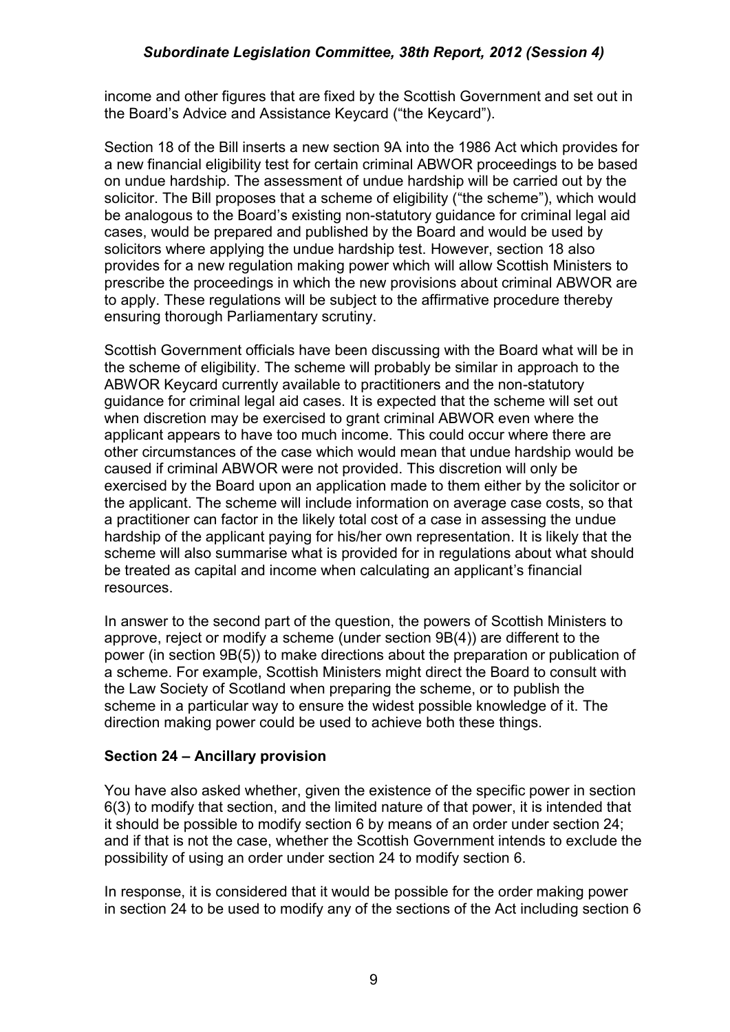income and other figures that are fixed by the Scottish Government and set out in the Board's Advice and Assistance Keycard ("the Keycard").

Section 18 of the Bill inserts a new section 9A into the 1986 Act which provides for a new financial eligibility test for certain criminal ABWOR proceedings to be based on undue hardship. The assessment of undue hardship will be carried out by the solicitor. The Bill proposes that a scheme of eligibility ("the scheme"), which would be analogous to the Board's existing non-statutory guidance for criminal legal aid cases, would be prepared and published by the Board and would be used by solicitors where applying the undue hardship test. However, section 18 also provides for a new regulation making power which will allow Scottish Ministers to prescribe the proceedings in which the new provisions about criminal ABWOR are to apply. These regulations will be subject to the affirmative procedure thereby ensuring thorough Parliamentary scrutiny.

Scottish Government officials have been discussing with the Board what will be in the scheme of eligibility. The scheme will probably be similar in approach to the ABWOR Keycard currently available to practitioners and the non-statutory guidance for criminal legal aid cases. It is expected that the scheme will set out when discretion may be exercised to grant criminal ABWOR even where the applicant appears to have too much income. This could occur where there are other circumstances of the case which would mean that undue hardship would be caused if criminal ABWOR were not provided. This discretion will only be exercised by the Board upon an application made to them either by the solicitor or the applicant. The scheme will include information on average case costs, so that a practitioner can factor in the likely total cost of a case in assessing the undue hardship of the applicant paying for his/her own representation. It is likely that the scheme will also summarise what is provided for in regulations about what should be treated as capital and income when calculating an applicant's financial resources.

In answer to the second part of the question, the powers of Scottish Ministers to approve, reject or modify a scheme (under section 9B(4)) are different to the power (in section 9B(5)) to make directions about the preparation or publication of a scheme. For example, Scottish Ministers might direct the Board to consult with the Law Society of Scotland when preparing the scheme, or to publish the scheme in a particular way to ensure the widest possible knowledge of it. The direction making power could be used to achieve both these things.

**Section 24 – Ancillary provision**

You have also asked whether, given the existence of the specific power in section 6(3) to modify that section, and the limited nature of that power, it is intended that it should be possible to modify section 6 by means of an order under section 24; and if that is not the case, whether the Scottish Government intends to exclude the possibility of using an order under section 24 to modify section 6.

In response, it is considered that it would be possible for the order making power in section 24 to be used to modify any of the sections of the Act including section 6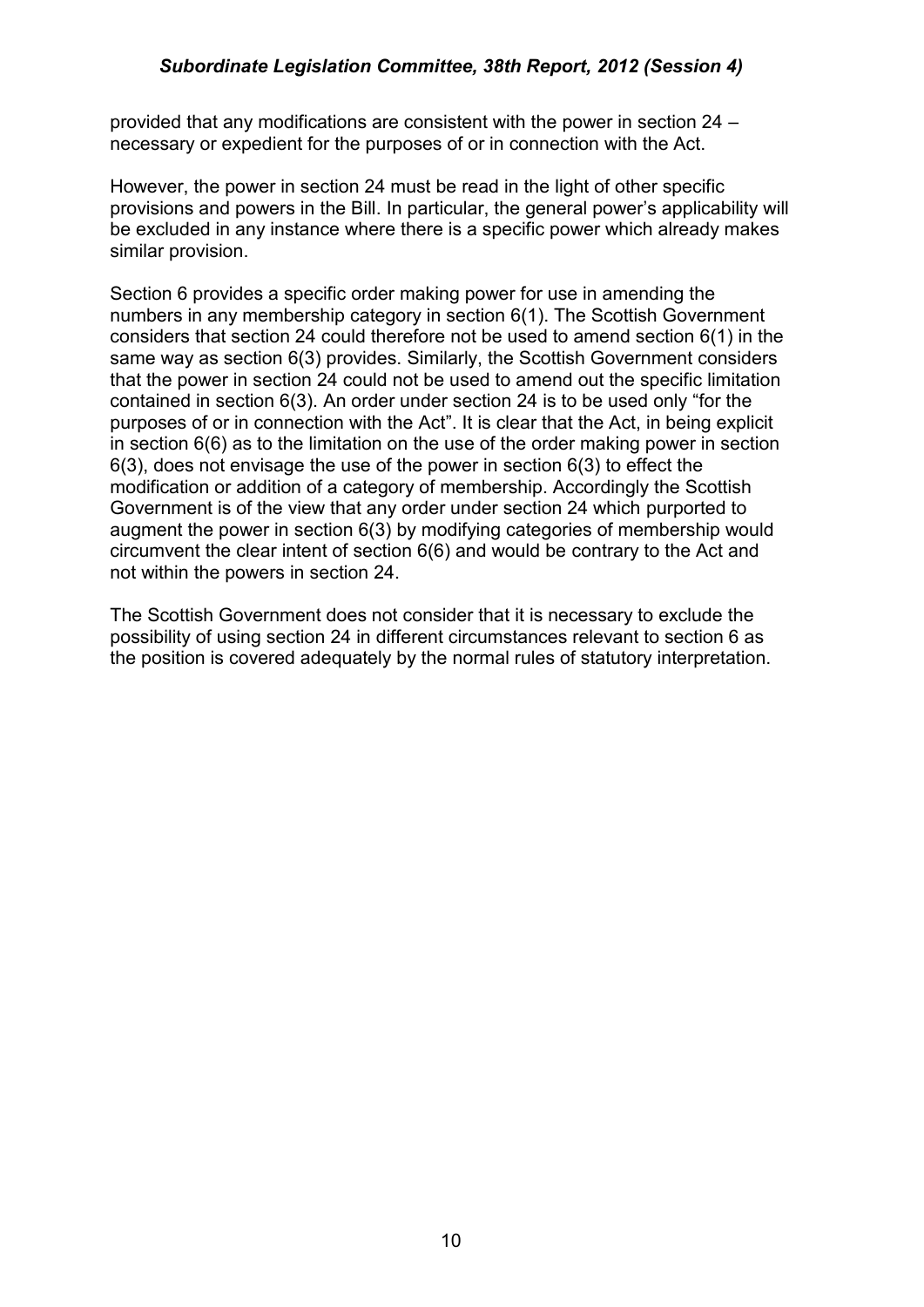provided that any modifications are consistent with the power in section 24 – necessary or expedient for the purposes of or in connection with the Act.

However, the power in section 24 must be read in the light of other specific provisions and powers in the Bill. In particular, the general power's applicability will be excluded in any instance where there is a specific power which already makes similar provision.

Section 6 provides a specific order making power for use in amending the numbers in any membership category in section 6(1). The Scottish Government considers that section 24 could therefore not be used to amend section 6(1) in the same way as section 6(3) provides. Similarly, the Scottish Government considers that the power in section 24 could not be used to amend out the specific limitation contained in section 6(3). An order under section 24 is to be used only "for the purposes of or in connection with the Act". It is clear that the Act, in being explicit in section 6(6) as to the limitation on the use of the order making power in section 6(3), does not envisage the use of the power in section 6(3) to effect the modification or addition of a category of membership. Accordingly the Scottish Government is of the view that any order under section 24 which purported to augment the power in section 6(3) by modifying categories of membership would circumvent the clear intent of section 6(6) and would be contrary to the Act and not within the powers in section 24.

The Scottish Government does not consider that it is necessary to exclude the possibility of using section 24 in different circumstances relevant to section 6 as the position is covered adequately by the normal rules of statutory interpretation.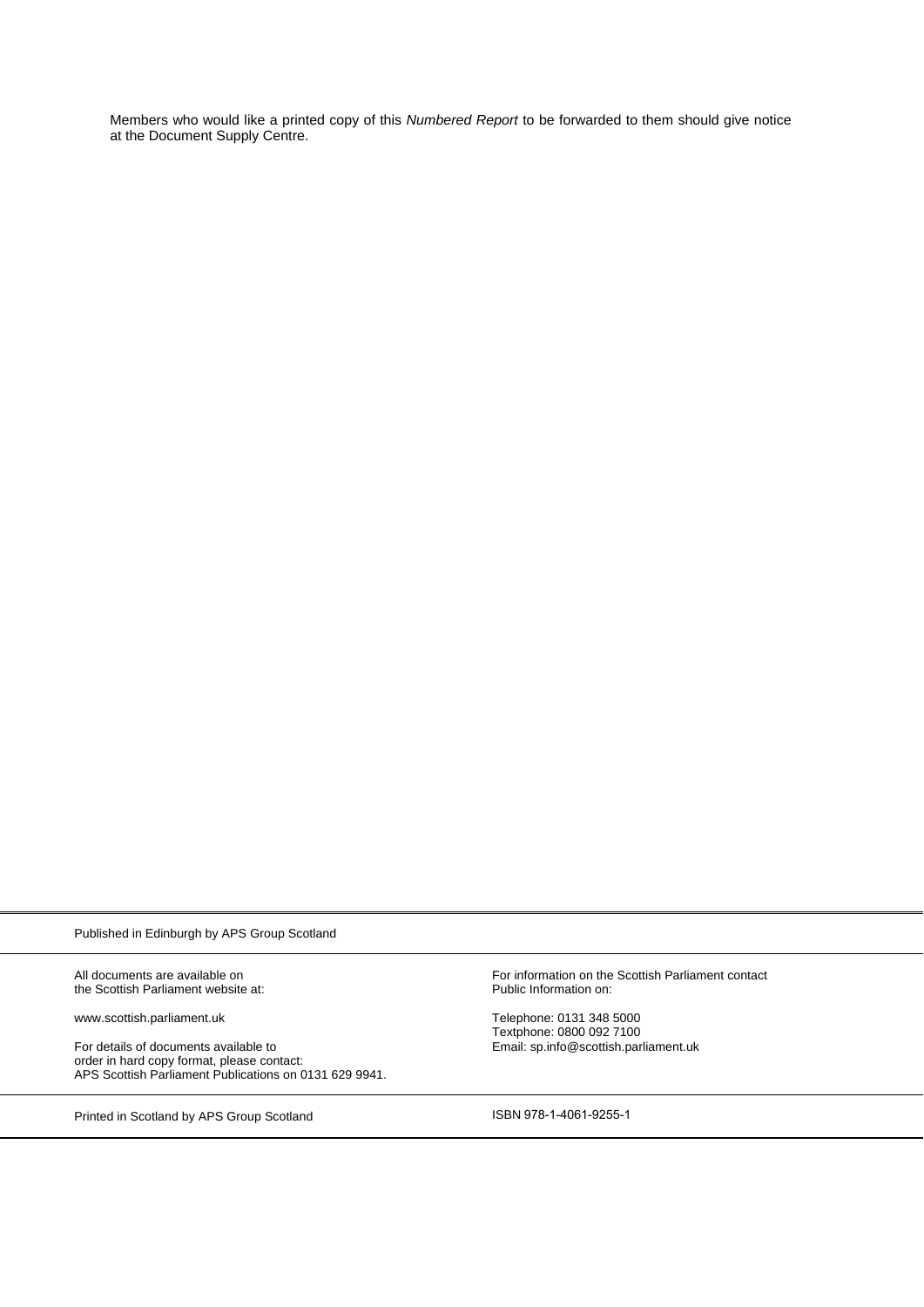Members who would like a printed copy of this *Numbered Report* to be forwarded to them should give notice at the Document Supply Centre.

Published in Edinburgh by APS Group Scotland

All documents are available on the Scottish Parliament website at:

www.scottish.parliament.uk

For details of documents available to order in hard copy format, please contact:
APS Scottish Parliament Publications on 0131 629 9941.

For information on the Scottish Parliament contact Public Information on:

Telephone: 0131 348 5000
Textphone: 0800 092 7100
Email: sp.info@scottish.parliament.uk

Printed in Scotland by APS Group Scotland

ISBN 978-1-4061-9255-1